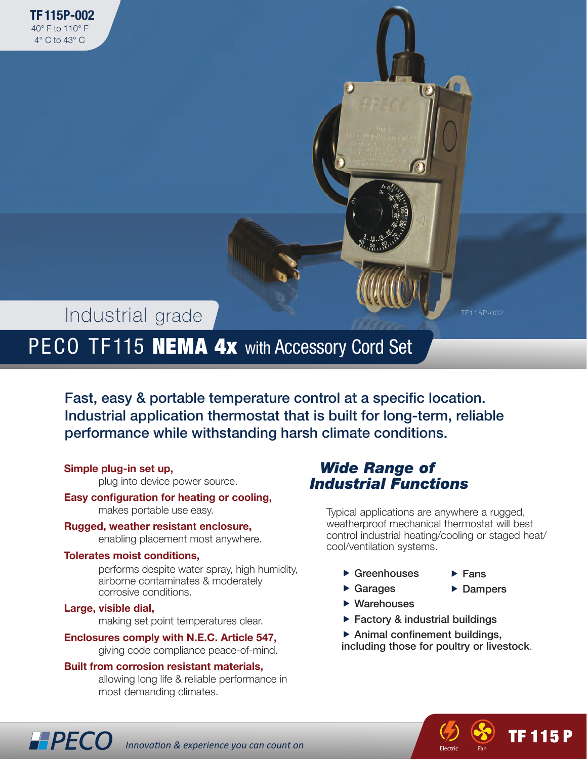**TF115P-002**
40° F to 110° F
4° C to 43° C

Industrial grade

# PECO TF115 **NEMA 4x** with Accessory Cord Set

## Fast, easy & portable temperature control at a specific location. Industrial application thermostat that is built for long-term, reliable performance while withstanding harsh climate conditions.

**Simple plug-in set up,**
plug into device power source.

**Easy configuration for heating or cooling,**
makes portable use easy.

**Rugged, weather resistant enclosure,**
enabling placement most anywhere.

**Tolerates moist conditions,**
performs despite water spray, high humidity, airborne contaminates & moderately corrosive conditions.

**Large, visible dial,**
making set point temperatures clear.

**Enclosures comply with N.E.C. Article 547,**
giving code compliance peace-of-mind.

**Built from corrosion resistant materials,**
allowing long life & reliable performance in most demanding climates.

## *Wide Range of Industrial Functions*

Typical applications are anywhere a rugged, weatherproof mechanical thermostat will best control industrial heating/cooling or staged heat/cool/ventilation systems.

- Greenhouses
- Garages
- Warehouses
- Factory & industrial buildings
- Animal confinement buildings, including those for poultry or livestock.
- Fans
- Dampers

PECO *Innovation & experience you can count on*

Electric Fan **TF 115 P**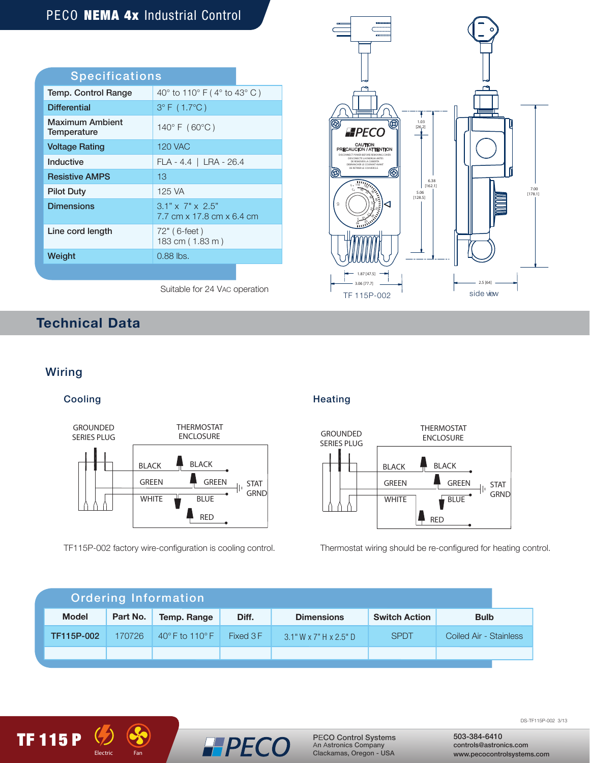# PECO NEMA 4x Industrial Control

## Specifications

| | |
|---|---|
| Temp. Control Range | 40° to 110° F ( 4° to 43° C ) |
| Differential | 3° F ( 1.7°C ) |
| Maximum Ambient Temperature | 140° F ( 60°C ) |
| Voltage Rating | 120 VAC |
| Inductive | FLA - 4.4 \| LRA - 26.4 |
| Resistive AMPS | 13 |
| Pilot Duty | 125 VA |
| Dimensions | 3.1" x 7" x 2.5"<br>7.7 cm x 17.8 cm x 6.4 cm |
| Line cord length | 72" ( 6-feet )<br>183 cm ( 1.83 m ) |
| Weight | 0.88 lbs. |

Suitable for 24 VAC operation

1.03 [26.2]
6.38 [162.1]
5.06 [128.5]
7.00 [178.1]
1.87 [47.5]
3.06 [77.7]
2.5 [64]

TF 115P-002

side view

## Technical Data

### Wiring

#### Cooling

GROUNDED SERIES PLUG
THERMOSTAT ENCLOSURE
BLACK
BLACK
GREEN
GREEN
STAT GRND
WHITE
BLUE
RED

TF115P-002 factory wire-configuration is cooling control.

#### Heating

GROUNDED SERIES PLUG
THERMOSTAT ENCLOSURE
BLACK
BLACK
GREEN
GREEN
STAT GRND
WHITE
BLUE
RED

Thermostat wiring should be re-configured for heating control.

## Ordering Information

| Model | Part No. | Temp. Range | Diff. | Dimensions | Switch Action | Bulb |
|---|---|---|---|---|---|---|
| TF115P-002 | 170726 | 40° F to 110° F | Fixed 3 F | 3.1" W x 7" H x 2.5" D | SPDT | Coiled Air - Stainless |
| | | | | | | |

DS-TF115P-002 3/13

TF 115 P — Electric — Fan

PECO Control Systems
An Astronics Company
Clackamas, Oregon - USA

503-384-6410
controls@astronics.com
www.pecocontrolsystems.com